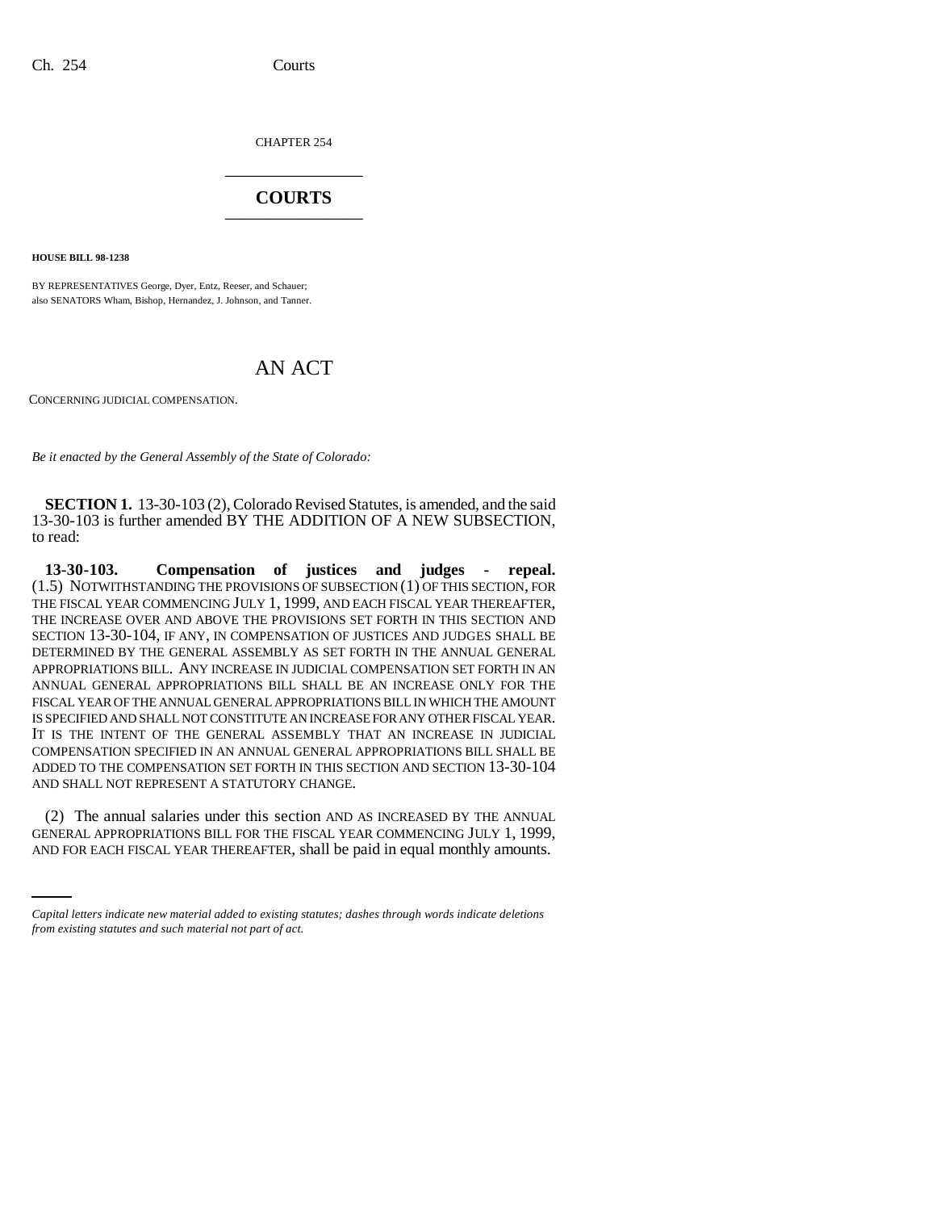CHAPTER 254

# COURTS

**HOUSE BILL 98-1238**

BY REPRESENTATIVES George, Dyer, Entz, Reeser, and Schauer;
also SENATORS Wham, Bishop, Hernandez, J. Johnson, and Tanner.

# AN ACT

CONCERNING JUDICIAL COMPENSATION.

*Be it enacted by the General Assembly of the State of Colorado:*

**SECTION 1.** 13-30-103 (2), Colorado Revised Statutes, is amended, and the said 13-30-103 is further amended BY THE ADDITION OF A NEW SUBSECTION, to read:

**13-30-103. Compensation of justices and judges - repeal.** (1.5) NOTWITHSTANDING THE PROVISIONS OF SUBSECTION (1) OF THIS SECTION, FOR THE FISCAL YEAR COMMENCING JULY 1, 1999, AND EACH FISCAL YEAR THEREAFTER, THE INCREASE OVER AND ABOVE THE PROVISIONS SET FORTH IN THIS SECTION AND SECTION 13-30-104, IF ANY, IN COMPENSATION OF JUSTICES AND JUDGES SHALL BE DETERMINED BY THE GENERAL ASSEMBLY AS SET FORTH IN THE ANNUAL GENERAL APPROPRIATIONS BILL. ANY INCREASE IN JUDICIAL COMPENSATION SET FORTH IN AN ANNUAL GENERAL APPROPRIATIONS BILL SHALL BE AN INCREASE ONLY FOR THE FISCAL YEAR OF THE ANNUAL GENERAL APPROPRIATIONS BILL IN WHICH THE AMOUNT IS SPECIFIED AND SHALL NOT CONSTITUTE AN INCREASE FOR ANY OTHER FISCAL YEAR. IT IS THE INTENT OF THE GENERAL ASSEMBLY THAT AN INCREASE IN JUDICIAL COMPENSATION SPECIFIED IN AN ANNUAL GENERAL APPROPRIATIONS BILL SHALL BE ADDED TO THE COMPENSATION SET FORTH IN THIS SECTION AND SECTION 13-30-104 AND SHALL NOT REPRESENT A STATUTORY CHANGE.

(2) The annual salaries under this section AND AS INCREASED BY THE ANNUAL GENERAL APPROPRIATIONS BILL FOR THE FISCAL YEAR COMMENCING JULY 1, 1999, AND FOR EACH FISCAL YEAR THEREAFTER, shall be paid in equal monthly amounts.

*Capital letters indicate new material added to existing statutes; dashes through words indicate deletions from existing statutes and such material not part of act.*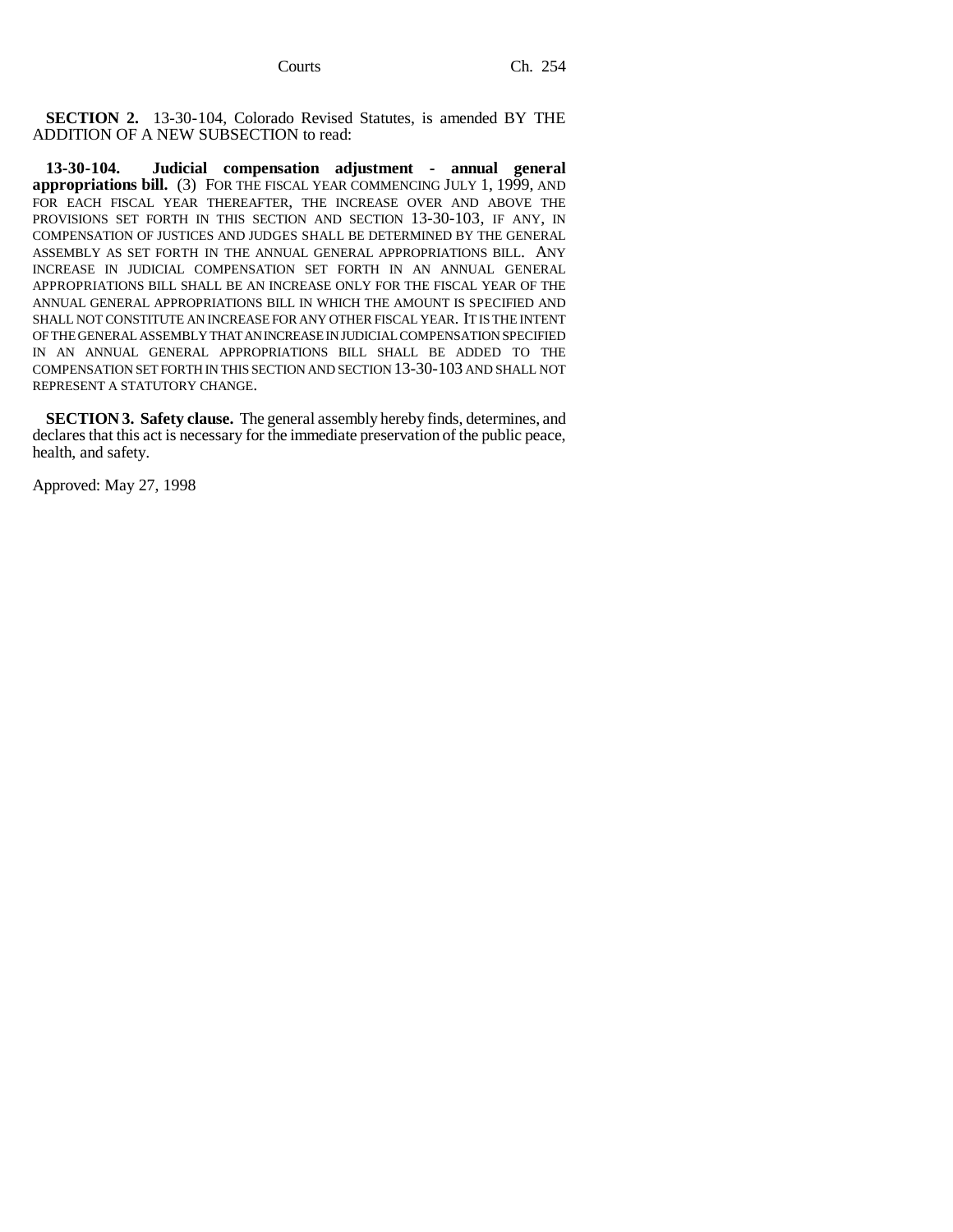**SECTION 2.** 13-30-104, Colorado Revised Statutes, is amended BY THE ADDITION OF A NEW SUBSECTION to read:

**13-30-104. Judicial compensation adjustment - annual general appropriations bill.** (3) FOR THE FISCAL YEAR COMMENCING JULY 1, 1999, AND FOR EACH FISCAL YEAR THEREAFTER, THE INCREASE OVER AND ABOVE THE PROVISIONS SET FORTH IN THIS SECTION AND SECTION 13-30-103, IF ANY, IN COMPENSATION OF JUSTICES AND JUDGES SHALL BE DETERMINED BY THE GENERAL ASSEMBLY AS SET FORTH IN THE ANNUAL GENERAL APPROPRIATIONS BILL. ANY INCREASE IN JUDICIAL COMPENSATION SET FORTH IN AN ANNUAL GENERAL APPROPRIATIONS BILL SHALL BE AN INCREASE ONLY FOR THE FISCAL YEAR OF THE ANNUAL GENERAL APPROPRIATIONS BILL IN WHICH THE AMOUNT IS SPECIFIED AND SHALL NOT CONSTITUTE AN INCREASE FOR ANY OTHER FISCAL YEAR. IT IS THE INTENT OF THE GENERAL ASSEMBLY THAT AN INCREASE IN JUDICIAL COMPENSATION SPECIFIED IN AN ANNUAL GENERAL APPROPRIATIONS BILL SHALL BE ADDED TO THE COMPENSATION SET FORTH IN THIS SECTION AND SECTION 13-30-103 AND SHALL NOT REPRESENT A STATUTORY CHANGE.

**SECTION 3. Safety clause.** The general assembly hereby finds, determines, and declares that this act is necessary for the immediate preservation of the public peace, health, and safety.

Approved: May 27, 1998